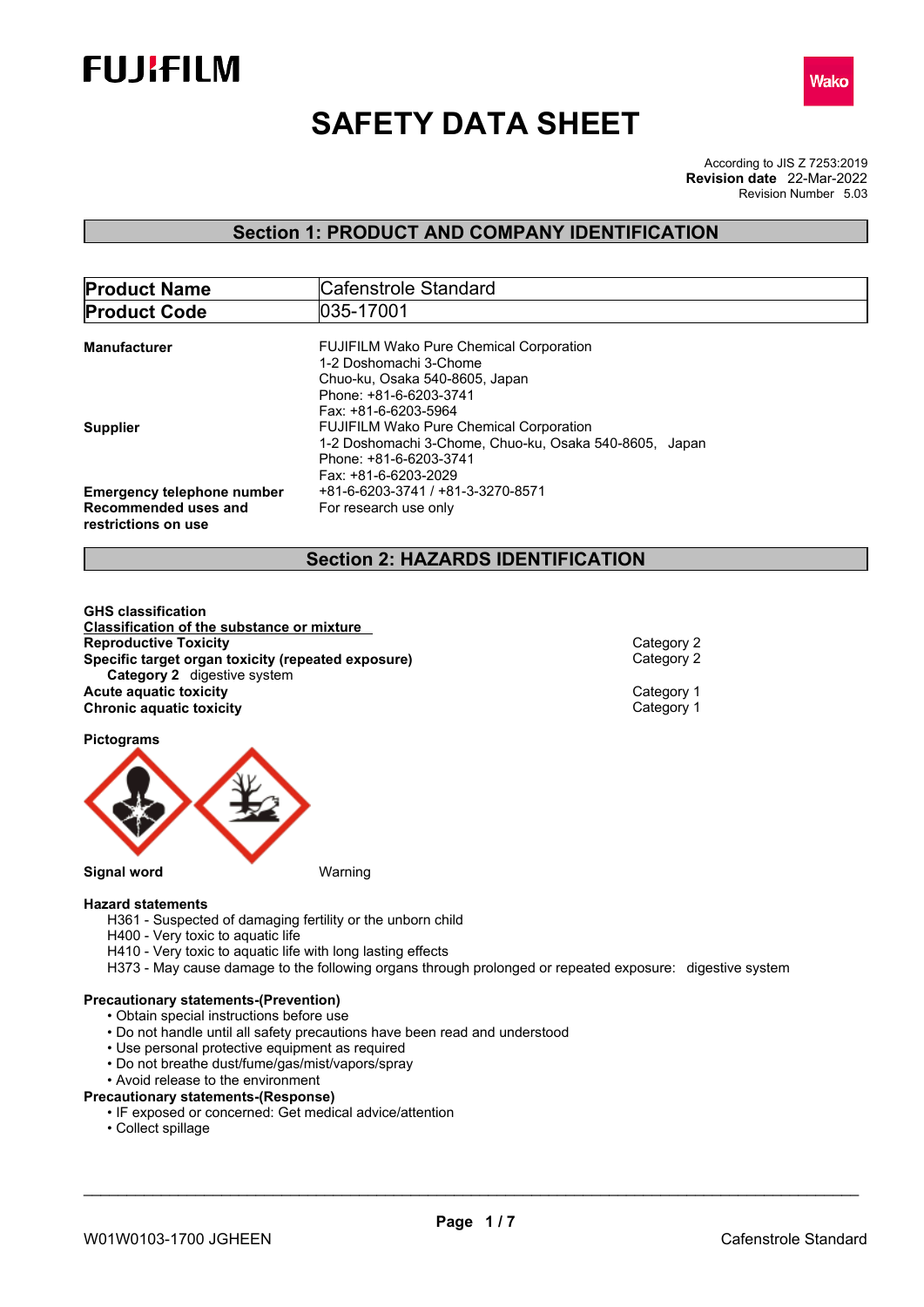# SAFETY DATA SHEET

According to JIS Z 7253:2019
**Revision date** 22-Mar-2022
Revision Number 5.03

## Section 1: PRODUCT AND COMPANY IDENTIFICATION

| **Product Name** | Cafenstrole Standard |
|---|---|
| **Product Code** | 035-17001 |

**Manufacturer**
FUJIFILM Wako Pure Chemical Corporation
1-2 Doshomachi 3-Chome
Chuo-ku, Osaka 540-8605, Japan
Phone: +81-6-6203-3741
Fax: +81-6-6203-5964

**Supplier**
FUJIFILM Wako Pure Chemical Corporation
1-2 Doshomachi 3-Chome, Chuo-ku, Osaka 540-8605, Japan
Phone: +81-6-6203-3741
Fax: +81-6-6203-2029

**Emergency telephone number** +81-6-6203-3741 / +81-3-3270-8571

**Recommended uses and restrictions on use** For research use only

## Section 2: HAZARDS IDENTIFICATION

**GHS classification**

**Classification of the substance or mixture**

| | |
|---|---|
| **Reproductive Toxicity** | Category 2 |
| **Specific target organ toxicity (repeated exposure)** | Category 2 |
| **Category 2** digestive system | |
| **Acute aquatic toxicity** | Category 1 |
| **Chronic aquatic toxicity** | Category 1 |

**Pictograms**

**Signal word** Warning

**Hazard statements**
- H361 - Suspected of damaging fertility or the unborn child
- H400 - Very toxic to aquatic life
- H410 - Very toxic to aquatic life with long lasting effects
- H373 - May cause damage to the following organs through prolonged or repeated exposure: digestive system

**Precautionary statements-(Prevention)**
- Obtain special instructions before use
- Do not handle until all safety precautions have been read and understood
- Use personal protective equipment as required
- Do not breathe dust/fume/gas/mist/vapors/spray
- Avoid release to the environment

**Precautionary statements-(Response)**
- IF exposed or concerned: Get medical advice/attention
- Collect spillage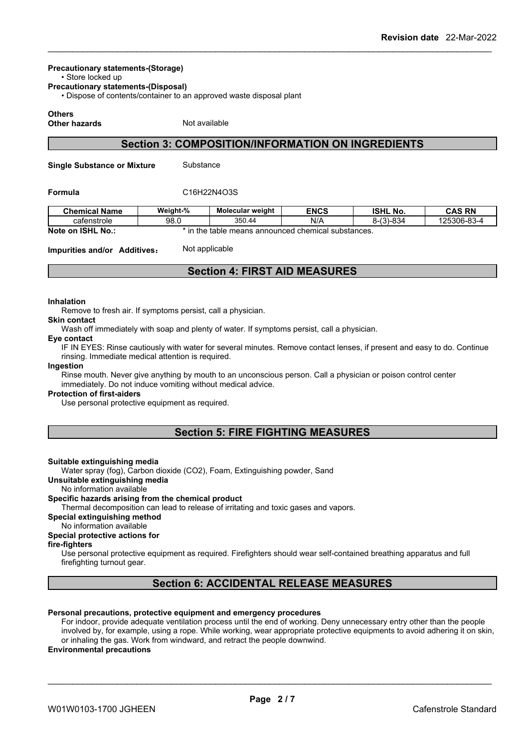**Precautionary statements-(Storage)**

• Store locked up

**Precautionary statements-(Disposal)**

• Dispose of contents/container to an approved waste disposal plant

**Others**

**Other hazards** Not available

## Section 3: COMPOSITION/INFORMATION ON INGREDIENTS

**Single Substance or Mixture** Substance

**Formula** C16H22N4O3S

| Chemical Name | Weight-% | Molecular weight | ENCS | ISHL No. | CAS RN |
|---|---|---|---|---|---|
| cafenstrole | 98.0 | 350.44 | N/A | 8-(3)-834 | 125306-83-4 |

**Note on ISHL No.:** * in the table means announced chemical substances.

**Impurities and/or Additives**： Not applicable

## Section 4: FIRST AID MEASURES

**Inhalation**

Remove to fresh air. If symptoms persist, call a physician.

**Skin contact**

Wash off immediately with soap and plenty of water. If symptoms persist, call a physician.

**Eye contact**

IF IN EYES: Rinse cautiously with water for several minutes. Remove contact lenses, if present and easy to do. Continue rinsing. Immediate medical attention is required.

**Ingestion**

Rinse mouth. Never give anything by mouth to an unconscious person. Call a physician or poison control center immediately. Do not induce vomiting without medical advice.

**Protection of first-aiders**

Use personal protective equipment as required.

## Section 5: FIRE FIGHTING MEASURES

**Suitable extinguishing media**

Water spray (fog), Carbon dioxide ($CO_2$), Foam, Extinguishing powder, Sand

**Unsuitable extinguishing media**

No information available

**Specific hazards arising from the chemical product**

Thermal decomposition can lead to release of irritating and toxic gases and vapors.

**Special extinguishing method**

No information available

**Special protective actions for fire-fighters**

Use personal protective equipment as required. Firefighters should wear self-contained breathing apparatus and full firefighting turnout gear.

## Section 6: ACCIDENTAL RELEASE MEASURES

**Personal precautions, protective equipment and emergency procedures**

For indoor, provide adequate ventilation process until the end of working. Deny unnecessary entry other than the people involved by, for example, using a rope. While working, wear appropriate protective equipments to avoid adhering it on skin, or inhaling the gas. Work from windward, and retract the people downwind.

**Environmental precautions**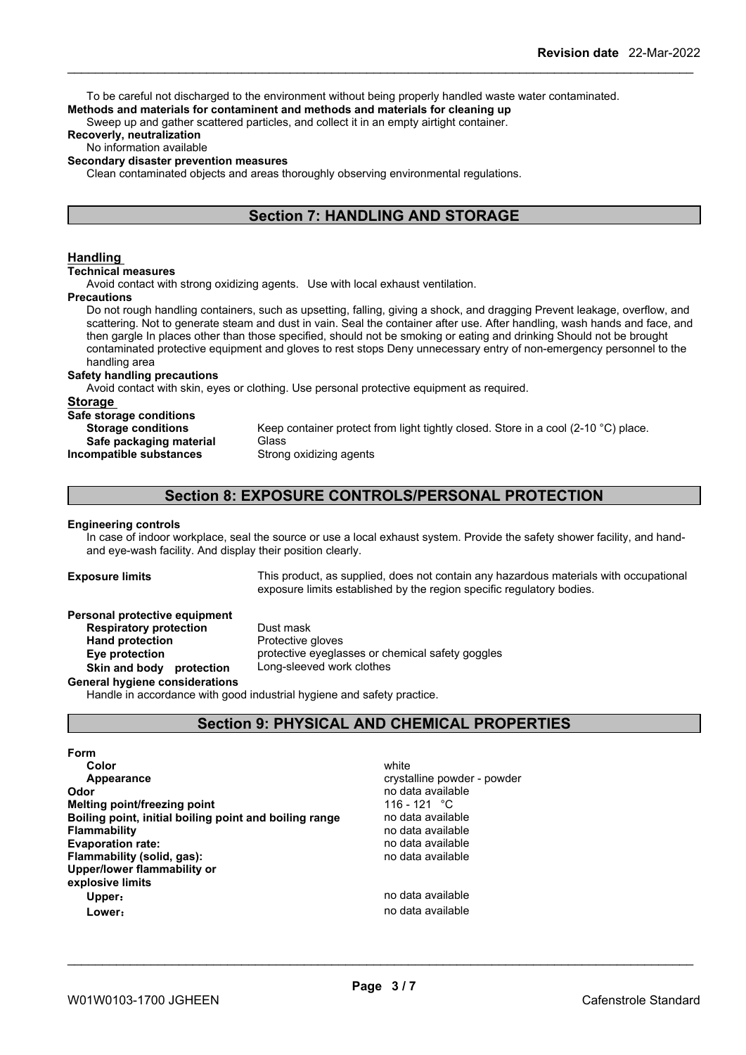To be careful not discharged to the environment without being properly handled waste water contaminated.

**Methods and materials for contaminent and methods and materials for cleaning up**

Sweep up and gather scattered particles, and collect it in an empty airtight container.

**Recoverly, neutralization**

No information available

**Secondary disaster prevention measures**

Clean contaminated objects and areas thoroughly observing environmental regulations.

## Section 7: HANDLING AND STORAGE

### Handling

**Technical measures**

Avoid contact with strong oxidizing agents. Use with local exhaust ventilation.

**Precautions**

Do not rough handling containers, such as upsetting, falling, giving a shock, and dragging Prevent leakage, overflow, and scattering. Not to generate steam and dust in vain. Seal the container after use. After handling, wash hands and face, and then gargle In places other than those specified, should not be smoking or eating and drinking Should not be brought contaminated protective equipment and gloves to rest stops Deny unnecessary entry of non-emergency personnel to the handling area

**Safety handling precautions**

Avoid contact with skin, eyes or clothing. Use personal protective equipment as required.

### Storage

**Safe storage conditions**

**Storage conditions** Keep container protect from light tightly closed. Store in a cool (2-10 °C) place.

**Safe packaging material** Glass

**Incompatible substances** Strong oxidizing agents

## Section 8: EXPOSURE CONTROLS/PERSONAL PROTECTION

**Engineering controls**

In case of indoor workplace, seal the source or use a local exhaust system. Provide the safety shower facility, and hand- and eye-wash facility. And display their position clearly.

**Exposure limits** This product, as supplied, does not contain any hazardous materials with occupational exposure limits established by the region specific regulatory bodies.

**Personal protective equipment**

**Respiratory protection** Dust mask

**Hand protection** Protective gloves

**Eye protection** protective eyeglasses or chemical safety goggles

**Skin and body protection** Long-sleeved work clothes

**General hygiene considerations**

Handle in accordance with good industrial hygiene and safety practice.

## Section 9: PHYSICAL AND CHEMICAL PROPERTIES

**Form**

| | |
|---|---|
| **Color** | white |
| **Appearance** | crystalline powder - powder |
| **Odor** | no data available |
| **Melting point/freezing point** | 116 - 121 °C |
| **Boiling point, initial boiling point and boiling range** | no data available |
| **Flammability** | no data available |
| **Evaporation rate:** | no data available |
| **Flammability (solid, gas):** | no data available |
| **Upper/lower flammability or explosive limits** | |
| **Upper**： | no data available |
| **Lower**： | no data available |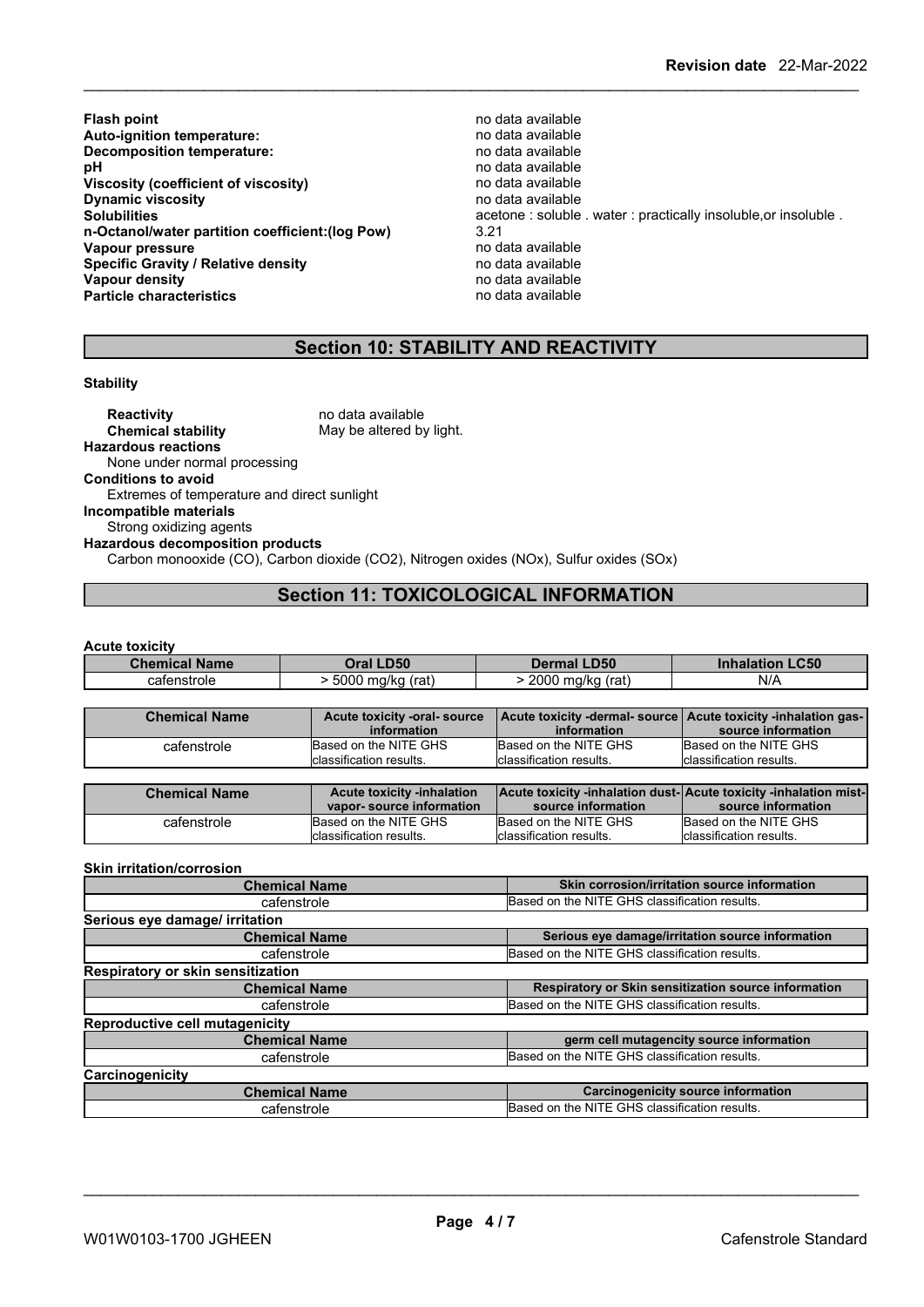| | |
|---|---|
| **Flash point** | no data available |
| **Auto-ignition temperature:** | no data available |
| **Decomposition temperature:** | no data available |
| **pH** | no data available |
| **Viscosity (coefficient of viscosity)** | no data available |
| **Dynamic viscosity** | no data available |
| **Solubilities** | acetone : soluble . water : practically insoluble,or insoluble . |
| **n-Octanol/water partition coefficient:(log Pow)** | 3.21 |
| **Vapour pressure** | no data available |
| **Specific Gravity / Relative density** | no data available |
| **Vapour density** | no data available |
| **Particle characteristics** | no data available |

## Section 10: STABILITY AND REACTIVITY

**Stability**

**Reactivity** no data available
**Chemical stability** May be altered by light.

**Hazardous reactions**
None under normal processing

**Conditions to avoid**
Extremes of temperature and direct sunlight

**Incompatible materials**
Strong oxidizing agents

**Hazardous decomposition products**
Carbon monooxide (CO), Carbon dioxide (CO2), Nitrogen oxides (NOx), Sulfur oxides (SOx)

## Section 11: TOXICOLOGICAL INFORMATION

**Acute toxicity**

| Chemical Name | Oral LD50 | Dermal LD50 | Inhalation LC50 |
|---|---|---|---|
| cafenstrole | > 5000 mg/kg (rat) | > 2000 mg/kg (rat) | N/A |

| Chemical Name | Acute toxicity -oral- source information | Acute toxicity -dermal- source information | Acute toxicity -inhalation gas- source information |
|---|---|---|---|
| cafenstrole | Based on the NITE GHS classification results. | Based on the NITE GHS classification results. | Based on the NITE GHS classification results. |

| Chemical Name | Acute toxicity -inhalation vapor- source information | Acute toxicity -inhalation dust- source information | Acute toxicity -inhalation mist- source information |
|---|---|---|---|
| cafenstrole | Based on the NITE GHS classification results. | Based on the NITE GHS classification results. | Based on the NITE GHS classification results. |

**Skin irritation/corrosion**

| Chemical Name | Skin corrosion/irritation source information |
|---|---|
| cafenstrole | Based on the NITE GHS classification results. |

**Serious eye damage/ irritation**

| Chemical Name | Serious eye damage/irritation source information |
|---|---|
| cafenstrole | Based on the NITE GHS classification results. |

**Respiratory or skin sensitization**

| Chemical Name | Respiratory or Skin sensitization source information |
|---|---|
| cafenstrole | Based on the NITE GHS classification results. |

**Reproductive cell mutagenicity**

| Chemical Name | germ cell mutagencity source information |
|---|---|
| cafenstrole | Based on the NITE GHS classification results. |

**Carcinogenicity**

| Chemical Name | Carcinogenicity source information |
|---|---|
| cafenstrole | Based on the NITE GHS classification results. |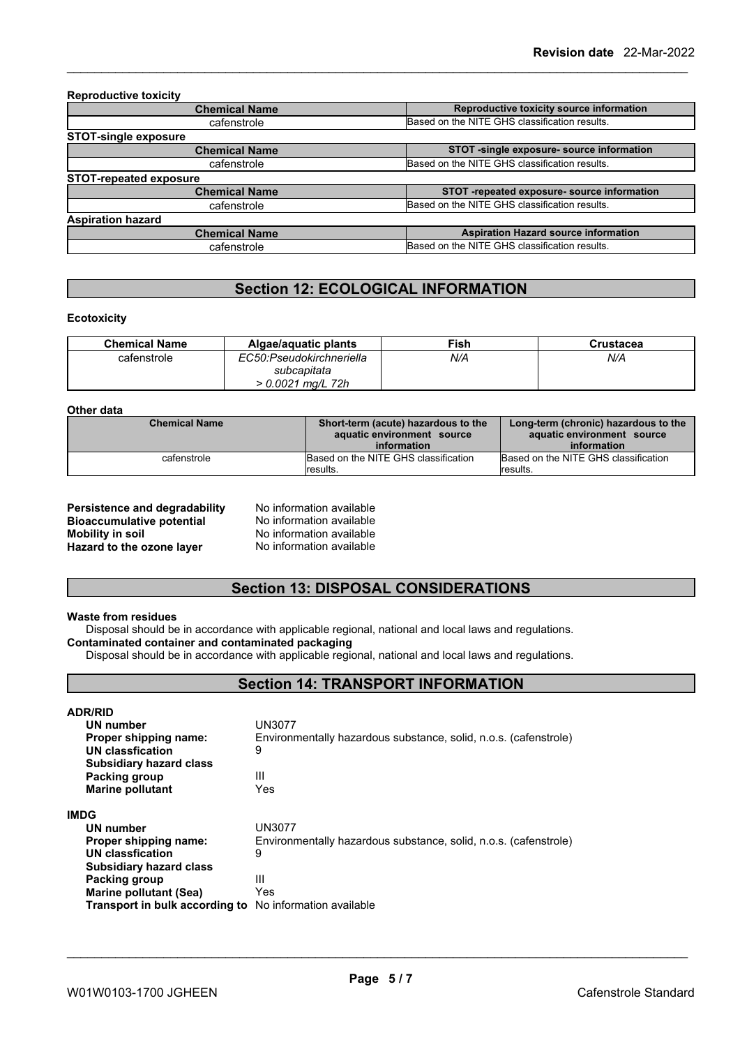**Reproductive toxicity**

| Chemical Name | Reproductive toxicity source information |
| --- | --- |
| cafenstrole | Based on the NITE GHS classification results. |

**STOT-single exposure**

| Chemical Name | STOT -single exposure- source information |
| --- | --- |
| cafenstrole | Based on the NITE GHS classification results. |

**STOT-repeated exposure**

| Chemical Name | STOT -repeated exposure- source information |
| --- | --- |
| cafenstrole | Based on the NITE GHS classification results. |

**Aspiration hazard**

| Chemical Name | Aspiration Hazard source information |
| --- | --- |
| cafenstrole | Based on the NITE GHS classification results. |

## Section 12: ECOLOGICAL INFORMATION

**Ecotoxicity**

| Chemical Name | Algae/aquatic plants | Fish | Crustacea |
| --- | --- | --- | --- |
| cafenstrole | *EC50:Pseudokirchneriella subcapitata > 0.0021 mg/L 72h* | *N/A* | *N/A* |

**Other data**

| Chemical Name | Short-term (acute) hazardous to the aquatic environment source information | Long-term (chronic) hazardous to the aquatic environment source information |
| --- | --- | --- |
| cafenstrole | Based on the NITE GHS classification results. | Based on the NITE GHS classification results. |

**Persistence and degradability** No information available
**Bioaccumulative potential** No information available
**Mobility in soil** No information available
**Hazard to the ozone layer** No information available

## Section 13: DISPOSAL CONSIDERATIONS

**Waste from residues**
Disposal should be in accordance with applicable regional, national and local laws and regulations.
**Contaminated container and contaminated packaging**
Disposal should be in accordance with applicable regional, national and local laws and regulations.

## Section 14: TRANSPORT INFORMATION

**ADR/RID**

| | |
| --- | --- |
| **UN number** | UN3077 |
| **Proper shipping name:** | Environmentally hazardous substance, solid, n.o.s. (cafenstrole) |
| **UN classfication** | 9 |
| **Subsidiary hazard class** | |
| **Packing group** | III |
| **Marine pollutant** | Yes |

**IMDG**

| | |
| --- | --- |
| **UN number** | UN3077 |
| **Proper shipping name:** | Environmentally hazardous substance, solid, n.o.s. (cafenstrole) |
| **UN classfication** | 9 |
| **Subsidiary hazard class** | |
| **Packing group** | III |
| **Marine pollutant (Sea)** | Yes |
| **Transport in bulk according to** | No information available |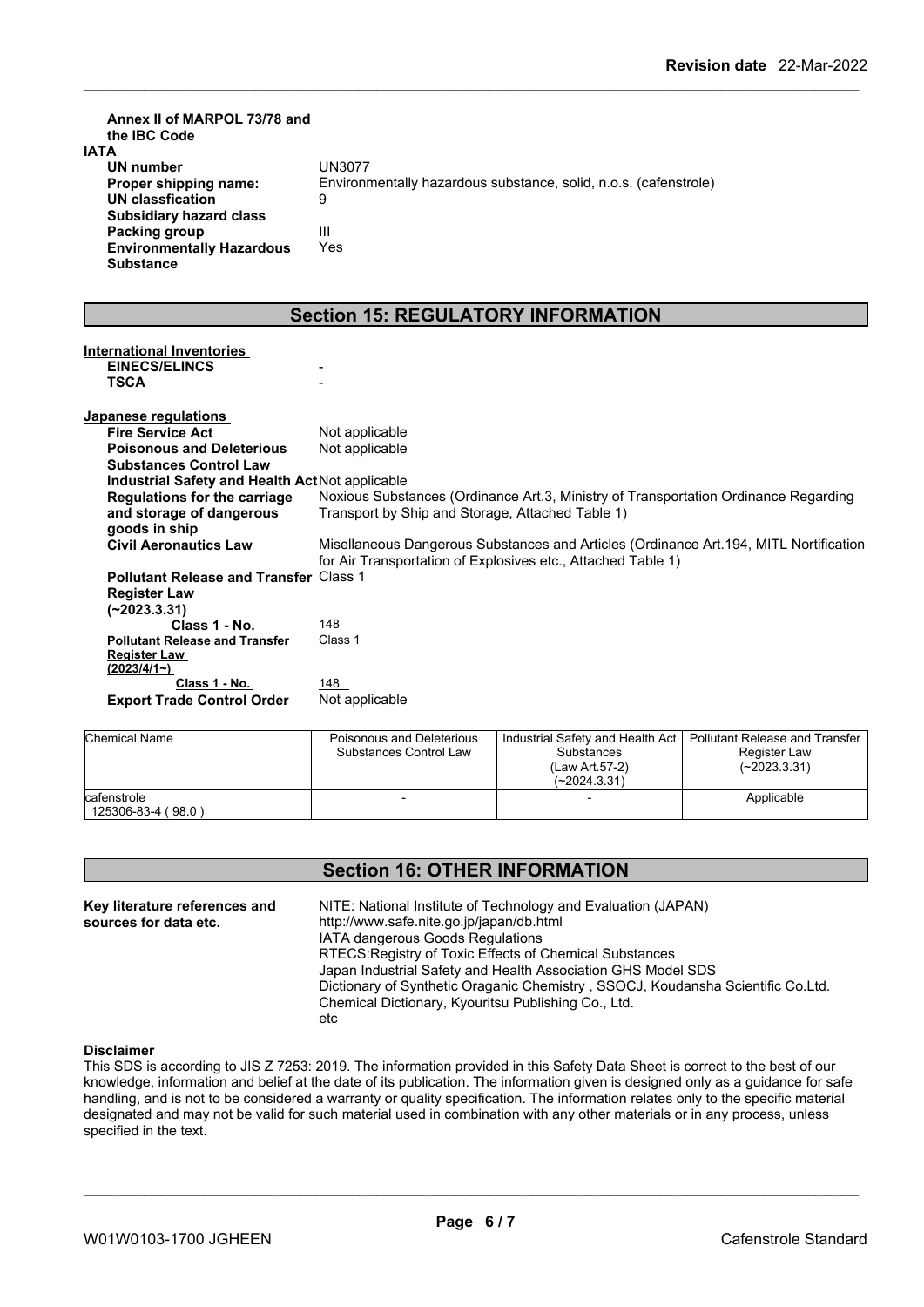**Annex II of MARPOL 73/78 and the IBC Code**

**IATA**

| | |
|---|---|
| **UN number** | UN3077 |
| **Proper shipping name:** | Environmentally hazardous substance, solid, n.o.s. (cafenstrole) |
| **UN classfication** | 9 |
| **Subsidiary hazard class** | |
| **Packing group** | III |
| **Environmentally Hazardous Substance** | Yes |

## Section 15: REGULATORY INFORMATION

**International Inventories**

| | |
|---|---|
| **EINECS/ELINCS** | - |
| **TSCA** | - |

**Japanese regulations**

| | |
|---|---|
| **Fire Service Act** | Not applicable |
| **Poisonous and Deleterious Substances Control Law** | Not applicable |
| **Industrial Safety and Health Act** | Not applicable |
| **Regulations for the carriage and storage of dangerous goods in ship** | Noxious Substances (Ordinance Art.3, Ministry of Transportation Ordinance Regarding Transport by Ship and Storage, Attached Table 1) |
| **Civil Aeronautics Law** | Misellaneous Dangerous Substances and Articles (Ordinance Art.194, MITL Nortification for Air Transportation of Explosives etc., Attached Table 1) |
| **Pollutant Release and Transfer Register Law (~2023.3.31)** | Class 1 |
| **Class 1 - No.** | 148 |
| **Pollutant Release and Transfer Register Law (2023/4/1~)** | Class 1 |
| **Class 1 - No.** | 148 |
| **Export Trade Control Order** | Not applicable |

| Chemical Name | Poisonous and Deleterious Substances Control Law | Industrial Safety and Health Act Substances (Law Art.57-2) (~2024.3.31) | Pollutant Release and Transfer Register Law (~2023.3.31) |
|---|---|---|---|
| cafenstrole 125306-83-4 ( 98.0 ) | - | - | Applicable |

## Section 16: OTHER INFORMATION

**Key literature references and sources for data etc.**

NITE: National Institute of Technology and Evaluation (JAPAN)
http://www.safe.nite.go.jp/japan/db.html
IATA dangerous Goods Regulations
RTECS:Registry of Toxic Effects of Chemical Substances
Japan Industrial Safety and Health Association GHS Model SDS
Dictionary of Synthetic Oraganic Chemistry , SSOCJ, Koudansha Scientific Co.Ltd.
Chemical Dictionary, Kyouritsu Publishing Co., Ltd.
etc

**Disclaimer**

This SDS is according to JIS Z 7253: 2019. The information provided in this Safety Data Sheet is correct to the best of our knowledge, information and belief at the date of its publication. The information given is designed only as a guidance for safe handling, and is not to be considered a warranty or quality specification. The information relates only to the specific material designated and may not be valid for such material used in combination with any other materials or in any process, unless specified in the text.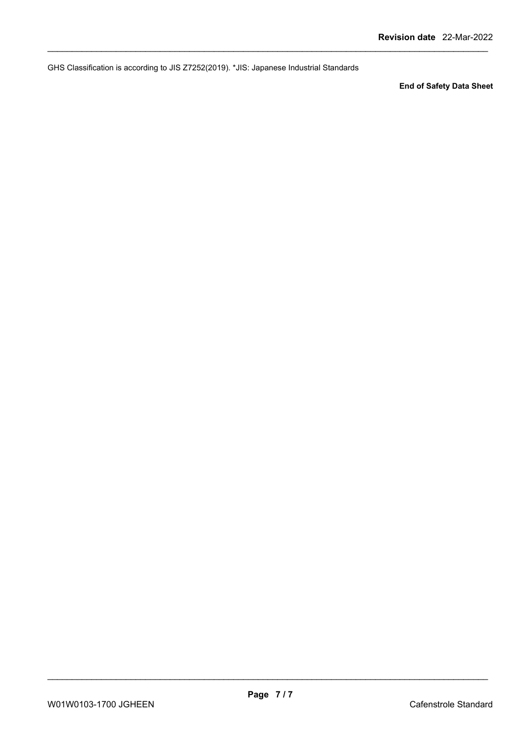GHS Classification is according to JIS Z7252(2019). *JIS: Japanese Industrial Standards

**End of Safety Data Sheet**